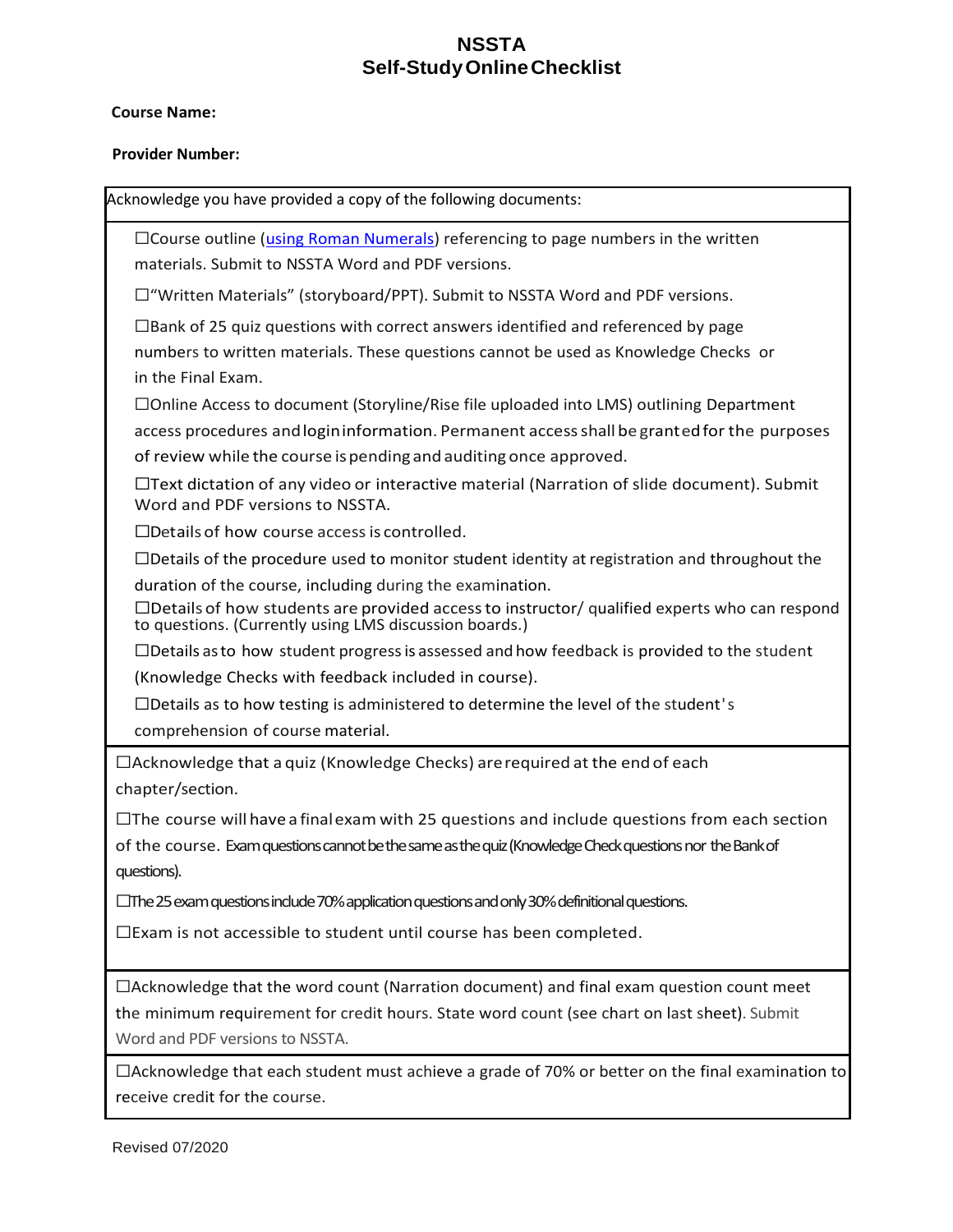# NSSTA
## Self-Study Online Checklist

**Course Name:**

**Provider Number:**

Acknowledge you have provided a copy of the following documents:

- ☐Course outline ([using Roman Numerals]) referencing to page numbers in the written materials. Submit to NSSTA Word and PDF versions.
- ☐"Written Materials" (storyboard/PPT). Submit to NSSTA Word and PDF versions.
- ☐Bank of 25 quiz questions with correct answers identified and referenced by page numbers to written materials. These questions cannot be used as Knowledge Checks or in the Final Exam.
- ☐Online Access to document (Storyline/Rise file uploaded into LMS) outlining Department access procedures and login information. Permanent access shall be granted for the purposes of review while the course is pending and auditing once approved.
- ☐Text dictation of any video or interactive material (Narration of slide document). Submit Word and PDF versions to NSSTA.
- ☐Details of how course access is controlled.
- ☐Details of the procedure used to monitor student identity at registration and throughout the duration of the course, including during the examination.
- ☐Details of how students are provided access to instructor/ qualified experts who can respond to questions. (Currently using LMS discussion boards.)
- ☐Details as to how student progress is assessed and how feedback is provided to the student (Knowledge Checks with feedback included in course).
- ☐Details as to how testing is administered to determine the level of the student's comprehension of course material.

☐Acknowledge that a quiz (Knowledge Checks) are required at the end of each chapter/section.

☐The course will have a final exam with 25 questions and include questions from each section of the course. Exam questions cannot be the same as the quiz (Knowledge Check questions nor the Bank of questions).

☐The 25 exam questions include 70% application questions and only 30% definitional questions.

☐Exam is not accessible to student until course has been completed.

☐Acknowledge that the word count (Narration document) and final exam question count meet the minimum requirement for credit hours. State word count (see chart on last sheet). Submit Word and PDF versions to NSSTA.

☐Acknowledge that each student must achieve a grade of 70% or better on the final examination to receive credit for the course.

Revised 07/2020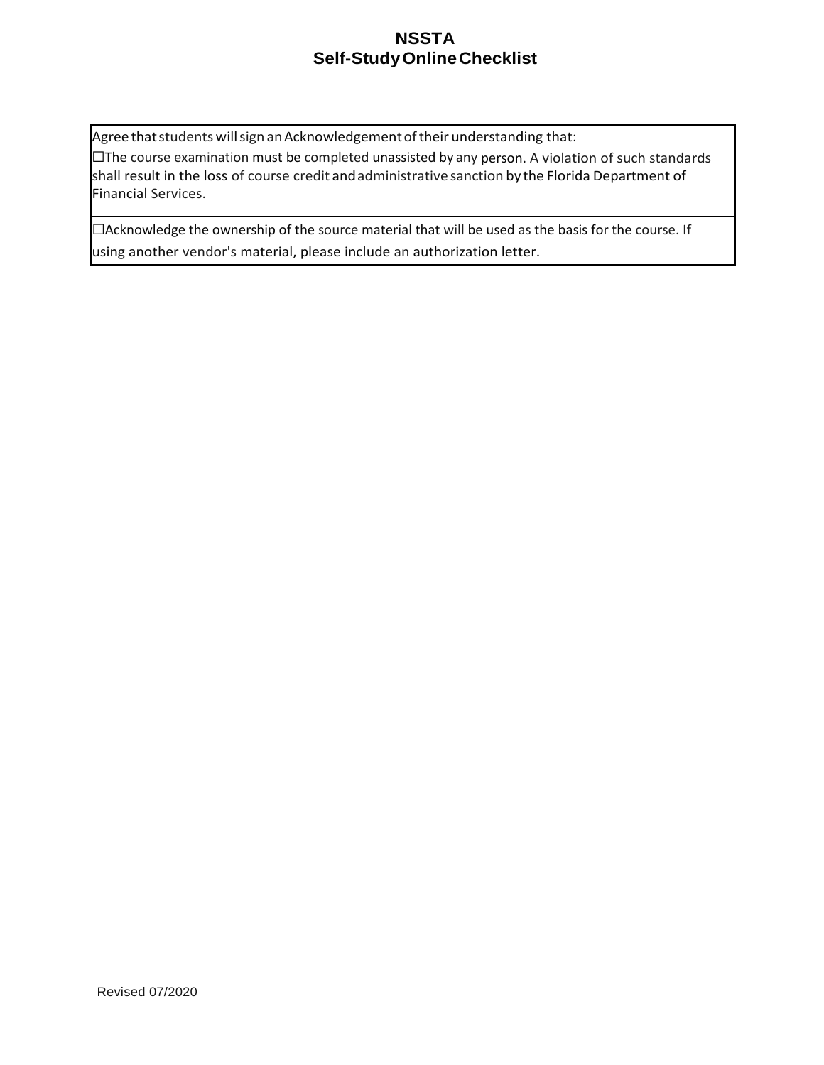# NSSTA
## Self-Study Online Checklist

| Agree that students will sign an Acknowledgement of their understanding that:<br>☐The course examination must be completed unassisted by any person. A violation of such standards shall result in the loss of course credit and administrative sanction by the Florida Department of Financial Services. |
| --- |
| ☐Acknowledge the ownership of the source material that will be used as the basis for the course. If using another vendor's material, please include an authorization letter. |

Revised 07/2020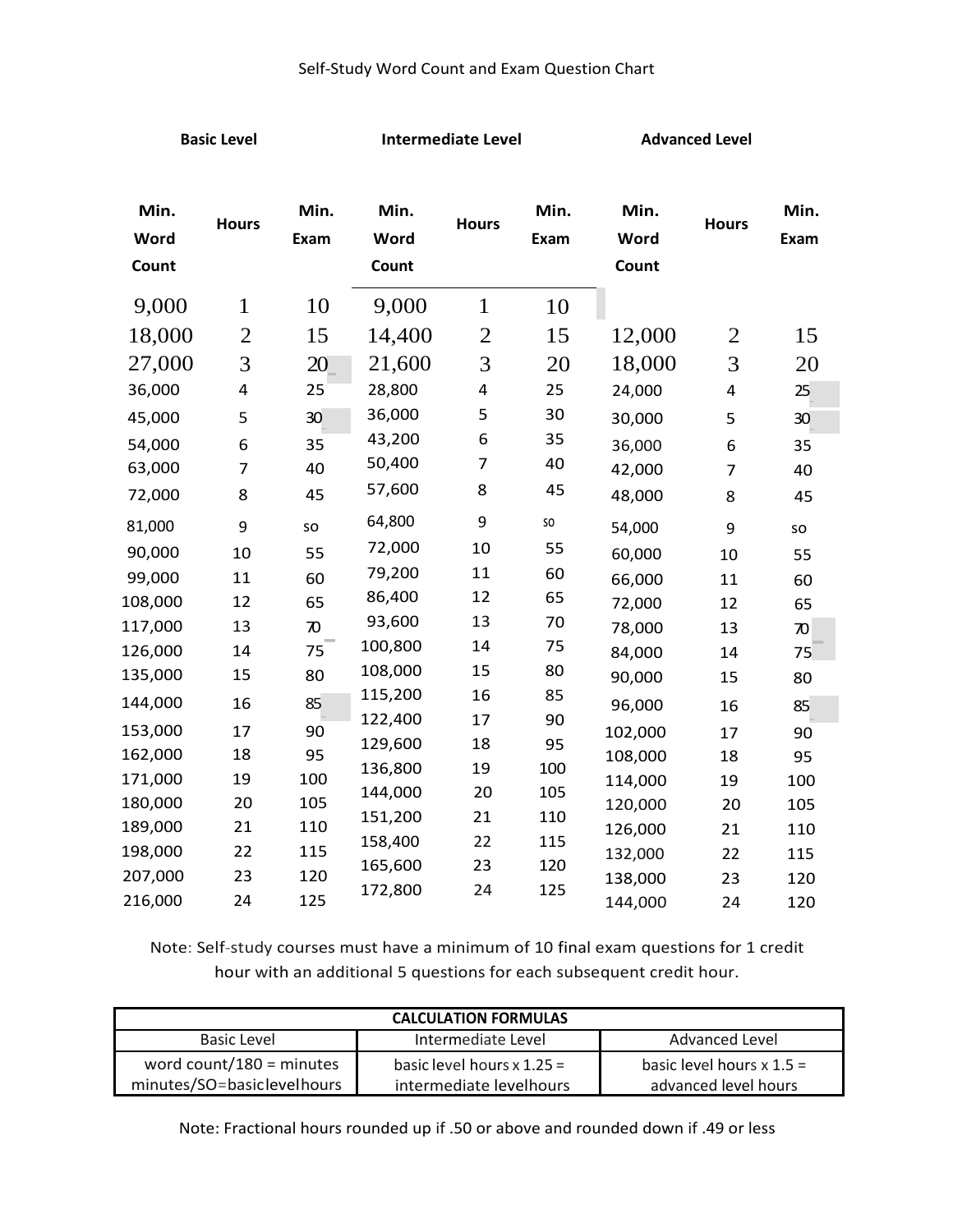Self-Study Word Count and Exam Question Chart

| Basic Level | | | Intermediate Level | | | Advanced Level | | |
|---|---|---|---|---|---|---|---|---|
| Min. Word Count | Hours | Min. Exam | Min. Word Count | Hours | Min. Exam | Min. Word Count | Hours | Min. Exam |
| 9,000 | 1 | 10 | 9,000 | 1 | 10 | | | |
| 18,000 | 2 | 15 | 14,400 | 2 | 15 | 12,000 | 2 | 15 |
| 27,000 | 3 | 20 | 21,600 | 3 | 20 | 18,000 | 3 | 20 |
| 36,000 | 4 | 25 | 28,800 | 4 | 25 | 24,000 | 4 | 25 |
| 45,000 | 5 | 30 | 36,000 | 5 | 30 | 30,000 | 5 | 30 |
| 54,000 | 6 | 35 | 43,200 | 6 | 35 | 36,000 | 6 | 35 |
| 63,000 | 7 | 40 | 50,400 | 7 | 40 | 42,000 | 7 | 40 |
| 72,000 | 8 | 45 | 57,600 | 8 | 45 | 48,000 | 8 | 45 |
| 81,000 | 9 | so | 64,800 | 9 | so | 54,000 | 9 | so |
| 90,000 | 10 | 55 | 72,000 | 10 | 55 | 60,000 | 10 | 55 |
| 99,000 | 11 | 60 | 79,200 | 11 | 60 | 66,000 | 11 | 60 |
| 108,000 | 12 | 65 | 86,400 | 12 | 65 | 72,000 | 12 | 65 |
| 117,000 | 13 | 70 | 93,600 | 13 | 70 | 78,000 | 13 | 70 |
| 126,000 | 14 | 75 | 100,800 | 14 | 75 | 84,000 | 14 | 75 |
| 135,000 | 15 | 80 | 108,000 | 15 | 80 | 90,000 | 15 | 80 |
| 144,000 | 16 | 85 | 115,200 | 16 | 85 | 96,000 | 16 | 85 |
| 153,000 | 17 | 90 | 122,400 | 17 | 90 | 102,000 | 17 | 90 |
| 162,000 | 18 | 95 | 129,600 | 18 | 95 | 108,000 | 18 | 95 |
| 171,000 | 19 | 100 | 136,800 | 19 | 100 | 114,000 | 19 | 100 |
| 180,000 | 20 | 105 | 144,000 | 20 | 105 | 120,000 | 20 | 105 |
| 189,000 | 21 | 110 | 151,200 | 21 | 110 | 126,000 | 21 | 110 |
| 198,000 | 22 | 115 | 158,400 | 22 | 115 | 132,000 | 22 | 115 |
| 207,000 | 23 | 120 | 165,600 | 23 | 120 | 138,000 | 23 | 120 |
| 216,000 | 24 | 125 | 172,800 | 24 | 125 | 144,000 | 24 | 120 |

Note: Self-study courses must have a minimum of 10 final exam questions for 1 credit hour with an additional 5 questions for each subsequent credit hour.

| CALCULATION FORMULAS | | |
|---|---|---|
| Basic Level | Intermediate Level | Advanced Level |
| word count/180 = minutes<br>minutes/SO=basic level hours | basic level hours x 1.25 = intermediate level hours | basic level hours x 1.5 = advanced level hours |

Note: Fractional hours rounded up if .50 or above and rounded down if .49 or less